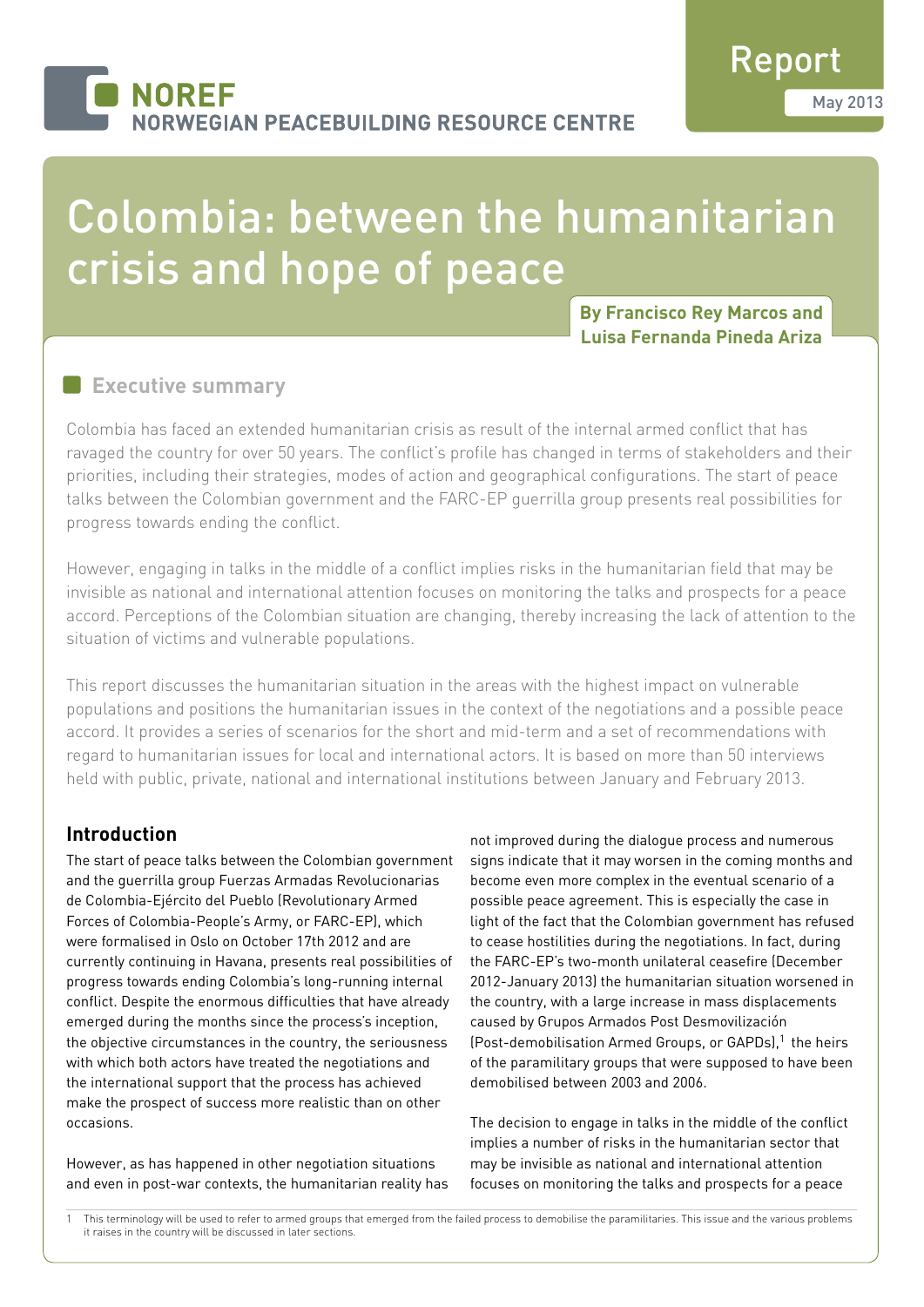NOREF
NORWEGIAN PEACEBUILDING RESOURCE CENTRE

Report
May 2013

# Colombia: between the humanitarian crisis and hope of peace

**By Francisco Rey Marcos and Luisa Fernanda Pineda Ariza**

## Executive summary

Colombia has faced an extended humanitarian crisis as result of the internal armed conflict that has ravaged the country for over 50 years. The conflict's profile has changed in terms of stakeholders and their priorities, including their strategies, modes of action and geographical configurations. The start of peace talks between the Colombian government and the FARC-EP guerrilla group presents real possibilities for progress towards ending the conflict.

However, engaging in talks in the middle of a conflict implies risks in the humanitarian field that may be invisible as national and international attention focuses on monitoring the talks and prospects for a peace accord. Perceptions of the Colombian situation are changing, thereby increasing the lack of attention to the situation of victims and vulnerable populations.

This report discusses the humanitarian situation in the areas with the highest impact on vulnerable populations and positions the humanitarian issues in the context of the negotiations and a possible peace accord. It provides a series of scenarios for the short and mid-term and a set of recommendations with regard to humanitarian issues for local and international actors. It is based on more than 50 interviews held with public, private, national and international institutions between January and February 2013.

## Introduction

The start of peace talks between the Colombian government and the guerrilla group Fuerzas Armadas Revolucionarias de Colombia-Ejército del Pueblo (Revolutionary Armed Forces of Colombia-People's Army, or FARC-EP), which were formalised in Oslo on October 17th 2012 and are currently continuing in Havana, presents real possibilities of progress towards ending Colombia's long-running internal conflict. Despite the enormous difficulties that have already emerged during the months since the process's inception, the objective circumstances in the country, the seriousness with which both actors have treated the negotiations and the international support that the process has achieved make the prospect of success more realistic than on other occasions.

However, as has happened in other negotiation situations and even in post-war contexts, the humanitarian reality has not improved during the dialogue process and numerous signs indicate that it may worsen in the coming months and become even more complex in the eventual scenario of a possible peace agreement. This is especially the case in light of the fact that the Colombian government has refused to cease hostilities during the negotiations. In fact, during the FARC-EP's two-month unilateral ceasefire (December 2012-January 2013) the humanitarian situation worsened in the country, with a large increase in mass displacements caused by Grupos Armados Post Desmovilización (Post-demobilisation Armed Groups, or GAPDs),[1] the heirs of the paramilitary groups that were supposed to have been demobilised between 2003 and 2006.

The decision to engage in talks in the middle of the conflict implies a number of risks in the humanitarian sector that may be invisible as national and international attention focuses on monitoring the talks and prospects for a peace

[1] This terminology will be used to refer to armed groups that emerged from the failed process to demobilise the paramilitaries. This issue and the various problems it raises in the country will be discussed in later sections.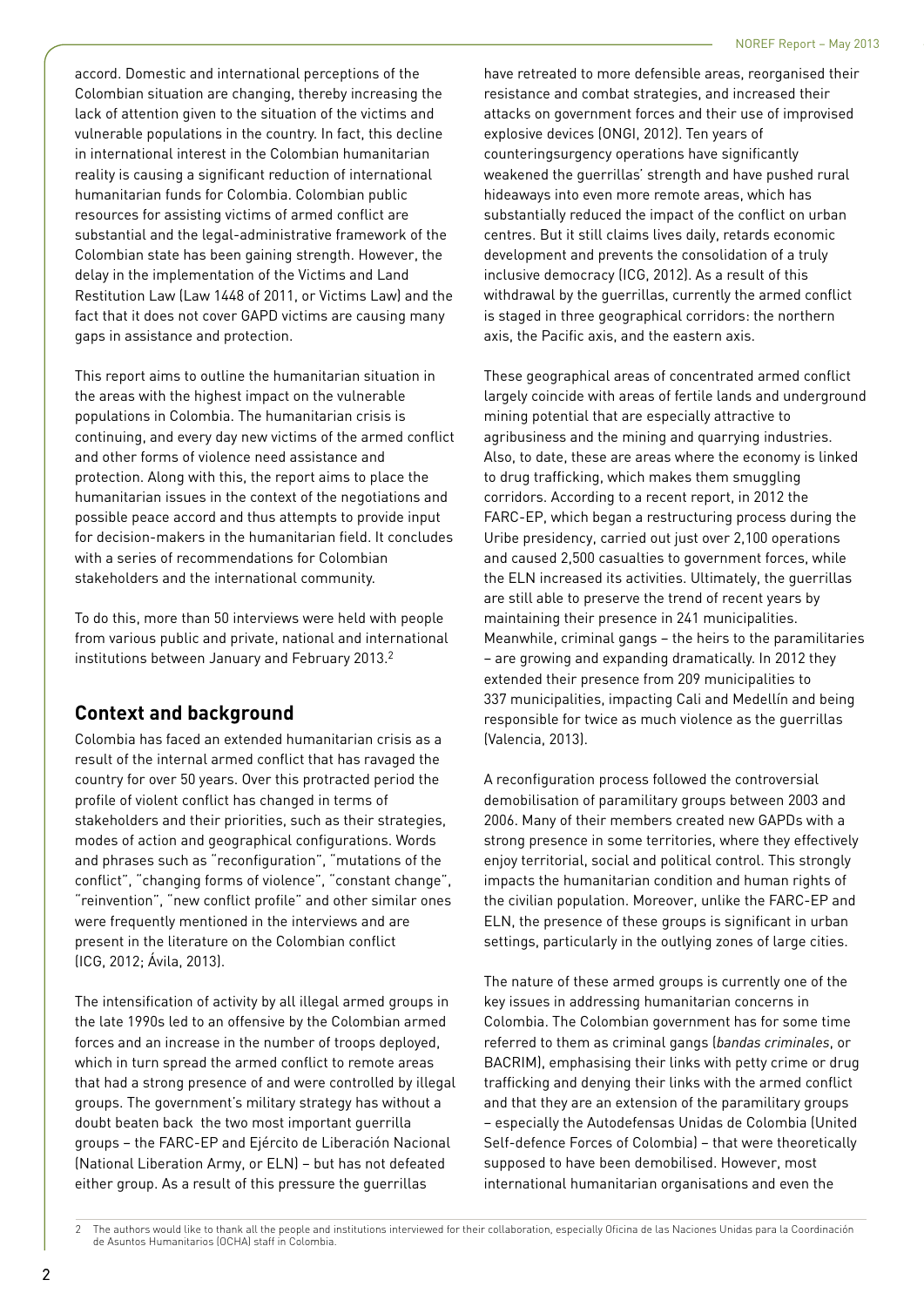accord. Domestic and international perceptions of the Colombian situation are changing, thereby increasing the lack of attention given to the situation of the victims and vulnerable populations in the country. In fact, this decline in international interest in the Colombian humanitarian reality is causing a significant reduction of international humanitarian funds for Colombia. Colombian public resources for assisting victims of armed conflict are substantial and the legal-administrative framework of the Colombian state has been gaining strength. However, the delay in the implementation of the Victims and Land Restitution Law (Law 1448 of 2011, or Victims Law) and the fact that it does not cover GAPD victims are causing many gaps in assistance and protection.

This report aims to outline the humanitarian situation in the areas with the highest impact on the vulnerable populations in Colombia. The humanitarian crisis is continuing, and every day new victims of the armed conflict and other forms of violence need assistance and protection. Along with this, the report aims to place the humanitarian issues in the context of the negotiations and possible peace accord and thus attempts to provide input for decision-makers in the humanitarian field. It concludes with a series of recommendations for Colombian stakeholders and the international community.

To do this, more than 50 interviews were held with people from various public and private, national and international institutions between January and February 2013.[2]

## Context and background

Colombia has faced an extended humanitarian crisis as a result of the internal armed conflict that has ravaged the country for over 50 years. Over this protracted period the profile of violent conflict has changed in terms of stakeholders and their priorities, such as their strategies, modes of action and geographical configurations. Words and phrases such as "reconfiguration", "mutations of the conflict", "changing forms of violence", "constant change", "reinvention", "new conflict profile" and other similar ones were frequently mentioned in the interviews and are present in the literature on the Colombian conflict (ICG, 2012; Ávila, 2013).

The intensification of activity by all illegal armed groups in the late 1990s led to an offensive by the Colombian armed forces and an increase in the number of troops deployed, which in turn spread the armed conflict to remote areas that had a strong presence of and were controlled by illegal groups. The government's military strategy has without a doubt beaten back the two most important guerrilla groups – the FARC-EP and Ejército de Liberación Nacional (National Liberation Army, or ELN) – but has not defeated either group. As a result of this pressure the guerrillas have retreated to more defensible areas, reorganised their resistance and combat strategies, and increased their attacks on government forces and their use of improvised explosive devices (ONGI, 2012). Ten years of counteringsurgency operations have significantly weakened the guerrillas' strength and have pushed rural hideaways into even more remote areas, which has substantially reduced the impact of the conflict on urban centres. But it still claims lives daily, retards economic development and prevents the consolidation of a truly inclusive democracy (ICG, 2012). As a result of this withdrawal by the guerrillas, currently the armed conflict is staged in three geographical corridors: the northern axis, the Pacific axis, and the eastern axis.

These geographical areas of concentrated armed conflict largely coincide with areas of fertile lands and underground mining potential that are especially attractive to agribusiness and the mining and quarrying industries. Also, to date, these are areas where the economy is linked to drug trafficking, which makes them smuggling corridors. According to a recent report, in 2012 the FARC-EP, which began a restructuring process during the Uribe presidency, carried out just over 2,100 operations and caused 2,500 casualties to government forces, while the ELN increased its activities. Ultimately, the guerrillas are still able to preserve the trend of recent years by maintaining their presence in 241 municipalities. Meanwhile, criminal gangs – the heirs to the paramilitaries – are growing and expanding dramatically. In 2012 they extended their presence from 209 municipalities to 337 municipalities, impacting Cali and Medellín and being responsible for twice as much violence as the guerrillas (Valencia, 2013).

A reconfiguration process followed the controversial demobilisation of paramilitary groups between 2003 and 2006. Many of their members created new GAPDs with a strong presence in some territories, where they effectively enjoy territorial, social and political control. This strongly impacts the humanitarian condition and human rights of the civilian population. Moreover, unlike the FARC-EP and ELN, the presence of these groups is significant in urban settings, particularly in the outlying zones of large cities.

The nature of these armed groups is currently one of the key issues in addressing humanitarian concerns in Colombia. The Colombian government has for some time referred to them as criminal gangs (*bandas criminales*, or BACRIM), emphasising their links with petty crime or drug trafficking and denying their links with the armed conflict and that they are an extension of the paramilitary groups – especially the Autodefensas Unidas de Colombia (United Self-defence Forces of Colombia) – that were theoretically supposed to have been demobilised. However, most international humanitarian organisations and even the

2 The authors would like to thank all the people and institutions interviewed for their collaboration, especially Oficina de las Naciones Unidas para la Coordinación de Asuntos Humanitarios (OCHA) staff in Colombia.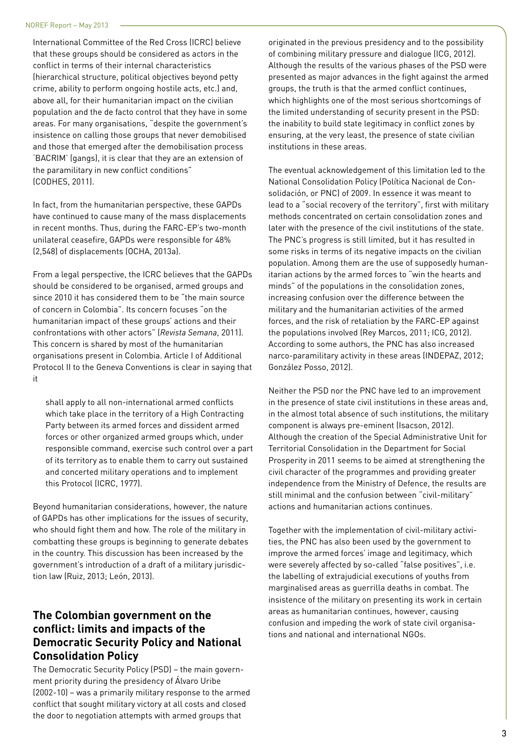International Committee of the Red Cross (ICRC) believe that these groups should be considered as actors in the conflict in terms of their internal characteristics (hierarchical structure, political objectives beyond petty crime, ability to perform ongoing hostile acts, etc.) and, above all, for their humanitarian impact on the civilian population and the de facto control that they have in some areas. For many organisations, "despite the government's insistence on calling those groups that never demobilised and those that emerged after the demobilisation process 'BACRIM' (gangs), it is clear that they are an extension of the paramilitary in new conflict conditions" (CODHES, 2011).

In fact, from the humanitarian perspective, these GAPDs have continued to cause many of the mass displacements in recent months. Thus, during the FARC-EP's two-month unilateral ceasefire, GAPDs were responsible for 48% (2,548) of displacements (OCHA, 2013a).

From a legal perspective, the ICRC believes that the GAPDs should be considered to be organised, armed groups and since 2010 it has considered them to be "the main source of concern in Colombia". Its concern focuses "on the humanitarian impact of these groups' actions and their confrontations with other actors" (*Revista Semana*, 2011). This concern is shared by most of the humanitarian organisations present in Colombia. Article I of Additional Protocol II to the Geneva Conventions is clear in saying that it

> shall apply to all non-international armed conflicts which take place in the territory of a High Contracting Party between its armed forces and dissident armed forces or other organized armed groups which, under responsible command, exercise such control over a part of its territory as to enable them to carry out sustained and concerted military operations and to implement this Protocol (ICRC, 1977).

Beyond humanitarian considerations, however, the nature of GAPDs has other implications for the issues of security, who should fight them and how. The role of the military in combatting these groups is beginning to generate debates in the country. This discussion has been increased by the government's introduction of a draft of a military jurisdiction law (Ruiz, 2013; León, 2013).

## The Colombian government on the conflict: limits and impacts of the Democratic Security Policy and National Consolidation Policy

The Democratic Security Policy (PSD) – the main government priority during the presidency of Álvaro Uribe (2002-10) – was a primarily military response to the armed conflict that sought military victory at all costs and closed the door to negotiation attempts with armed groups that originated in the previous presidency and to the possibility of combining military pressure and dialogue (ICG, 2012). Although the results of the various phases of the PSD were presented as major advances in the fight against the armed groups, the truth is that the armed conflict continues, which highlights one of the most serious shortcomings of the limited understanding of security present in the PSD: the inability to build state legitimacy in conflict zones by ensuring, at the very least, the presence of state civilian institutions in these areas.

The eventual acknowledgement of this limitation led to the National Consolidation Policy (Política Nacional de Consolidación, or PNC) of 2009. In essence it was meant to lead to a "social recovery of the territory", first with military methods concentrated on certain consolidation zones and later with the presence of the civil institutions of the state. The PNC's progress is still limited, but it has resulted in some risks in terms of its negative impacts on the civilian population. Among them are the use of supposedly humanitarian actions by the armed forces to "win the hearts and minds" of the populations in the consolidation zones, increasing confusion over the difference between the military and the humanitarian activities of the armed forces, and the risk of retaliation by the FARC-EP against the populations involved (Rey Marcos, 2011; ICG, 2012). According to some authors, the PNC has also increased narco-paramilitary activity in these areas (INDEPAZ, 2012; González Posso, 2012).

Neither the PSD nor the PNC have led to an improvement in the presence of state civil institutions in these areas and, in the almost total absence of such institutions, the military component is always pre-eminent (Isacson, 2012). Although the creation of the Special Administrative Unit for Territorial Consolidation in the Department for Social Prosperity in 2011 seems to be aimed at strengthening the civil character of the programmes and providing greater independence from the Ministry of Defence, the results are still minimal and the confusion between "civil-military" actions and humanitarian actions continues.

Together with the implementation of civil-military activities, the PNC has also been used by the government to improve the armed forces' image and legitimacy, which were severely affected by so-called "false positives", i.e. the labelling of extrajudicial executions of youths from marginalised areas as guerrilla deaths in combat. The insistence of the military on presenting its work in certain areas as humanitarian continues, however, causing confusion and impeding the work of state civil organisations and national and international NGOs.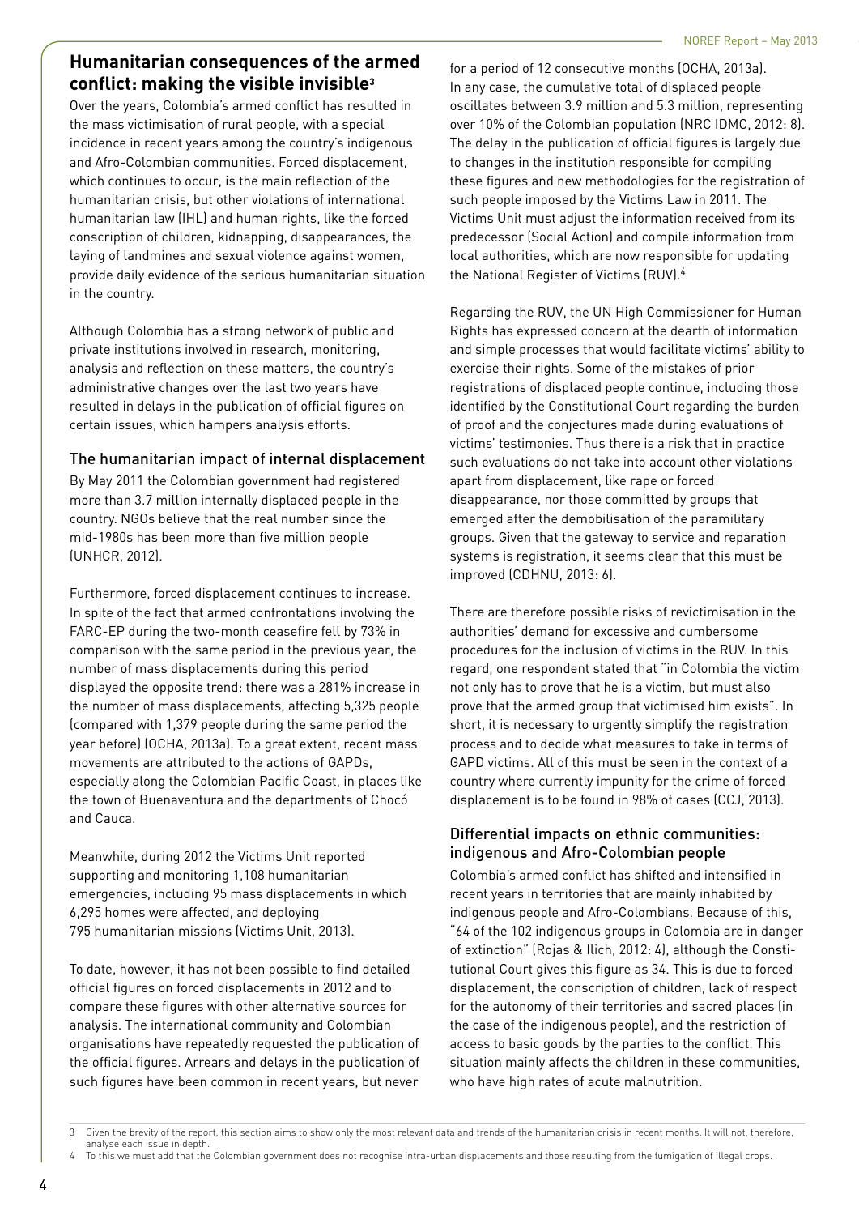## Humanitarian consequences of the armed conflict: making the visible invisible[3]

Over the years, Colombia's armed conflict has resulted in the mass victimisation of rural people, with a special incidence in recent years among the country's indigenous and Afro-Colombian communities. Forced displacement, which continues to occur, is the main reflection of the humanitarian crisis, but other violations of international humanitarian law (IHL) and human rights, like the forced conscription of children, kidnapping, disappearances, the laying of landmines and sexual violence against women, provide daily evidence of the serious humanitarian situation in the country.

Although Colombia has a strong network of public and private institutions involved in research, monitoring, analysis and reflection on these matters, the country's administrative changes over the last two years have resulted in delays in the publication of official figures on certain issues, which hampers analysis efforts.

### The humanitarian impact of internal displacement

By May 2011 the Colombian government had registered more than 3.7 million internally displaced people in the country. NGOs believe that the real number since the mid-1980s has been more than five million people (UNHCR, 2012).

Furthermore, forced displacement continues to increase. In spite of the fact that armed confrontations involving the FARC-EP during the two-month ceasefire fell by 73% in comparison with the same period in the previous year, the number of mass displacements during this period displayed the opposite trend: there was a 281% increase in the number of mass displacements, affecting 5,325 people (compared with 1,379 people during the same period the year before) (OCHA, 2013a). To a great extent, recent mass movements are attributed to the actions of GAPDs, especially along the Colombian Pacific Coast, in places like the town of Buenaventura and the departments of Chocó and Cauca.

Meanwhile, during 2012 the Victims Unit reported supporting and monitoring 1,108 humanitarian emergencies, including 95 mass displacements in which 6,295 homes were affected, and deploying 795 humanitarian missions (Victims Unit, 2013).

To date, however, it has not been possible to find detailed official figures on forced displacements in 2012 and to compare these figures with other alternative sources for analysis. The international community and Colombian organisations have repeatedly requested the publication of the official figures. Arrears and delays in the publication of such figures have been common in recent years, but never for a period of 12 consecutive months (OCHA, 2013a). In any case, the cumulative total of displaced people oscillates between 3.9 million and 5.3 million, representing over 10% of the Colombian population (NRC IDMC, 2012: 8). The delay in the publication of official figures is largely due to changes in the institution responsible for compiling these figures and new methodologies for the registration of such people imposed by the Victims Law in 2011. The Victims Unit must adjust the information received from its predecessor (Social Action) and compile information from local authorities, which are now responsible for updating the National Register of Victims (RUV).[4]

Regarding the RUV, the UN High Commissioner for Human Rights has expressed concern at the dearth of information and simple processes that would facilitate victims' ability to exercise their rights. Some of the mistakes of prior registrations of displaced people continue, including those identified by the Constitutional Court regarding the burden of proof and the conjectures made during evaluations of victims' testimonies. Thus there is a risk that in practice such evaluations do not take into account other violations apart from displacement, like rape or forced disappearance, nor those committed by groups that emerged after the demobilisation of the paramilitary groups. Given that the gateway to service and reparation systems is registration, it seems clear that this must be improved (CDHNU, 2013: 6).

There are therefore possible risks of revictimisation in the authorities' demand for excessive and cumbersome procedures for the inclusion of victims in the RUV. In this regard, one respondent stated that "in Colombia the victim not only has to prove that he is a victim, but must also prove that the armed group that victimised him exists". In short, it is necessary to urgently simplify the registration process and to decide what measures to take in terms of GAPD victims. All of this must be seen in the context of a country where currently impunity for the crime of forced displacement is to be found in 98% of cases (CCJ, 2013).

### Differential impacts on ethnic communities: indigenous and Afro-Colombian people

Colombia's armed conflict has shifted and intensified in recent years in territories that are mainly inhabited by indigenous people and Afro-Colombians. Because of this, "64 of the 102 indigenous groups in Colombia are in danger of extinction" (Rojas & Ilich, 2012: 4), although the Constitutional Court gives this figure as 34. This is due to forced displacement, the conscription of children, lack of respect for the autonomy of their territories and sacred places (in the case of the indigenous people), and the restriction of access to basic goods by the parties to the conflict. This situation mainly affects the children in these communities, who have high rates of acute malnutrition.

---

3 Given the brevity of the report, this section aims to show only the most relevant data and trends of the humanitarian crisis in recent months. It will not, therefore, analyse each issue in depth.

4 To this we must add that the Colombian government does not recognise intra-urban displacements and those resulting from the fumigation of illegal crops.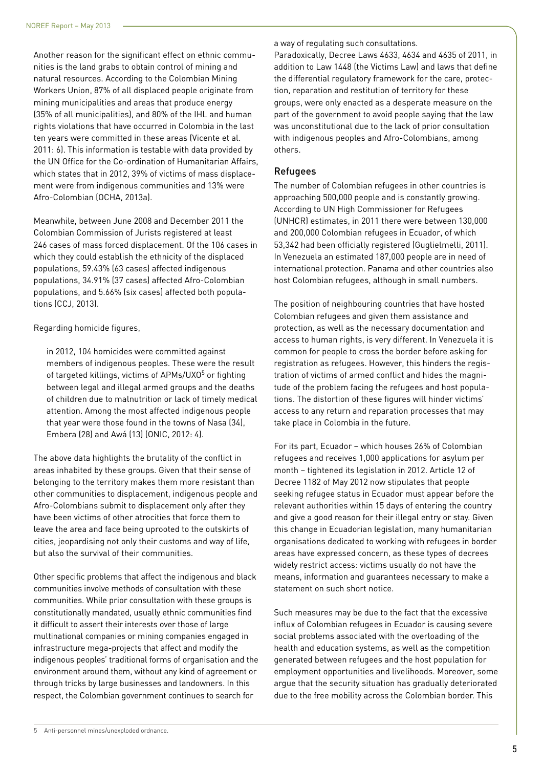Another reason for the significant effect on ethnic communities is the land grabs to obtain control of mining and natural resources. According to the Colombian Mining Workers Union, 87% of all displaced people originate from mining municipalities and areas that produce energy (35% of all municipalities), and 80% of the IHL and human rights violations that have occurred in Colombia in the last ten years were committed in these areas (Vicente et al. 2011: 6). This information is testable with data provided by the UN Office for the Co-ordination of Humanitarian Affairs, which states that in 2012, 39% of victims of mass displacement were from indigenous communities and 13% were Afro-Colombian (OCHA, 2013a).

Meanwhile, between June 2008 and December 2011 the Colombian Commission of Jurists registered at least 246 cases of mass forced displacement. Of the 106 cases in which they could establish the ethnicity of the displaced populations, 59.43% (63 cases) affected indigenous populations, 34.91% (37 cases) affected Afro-Colombian populations, and 5.66% (six cases) affected both populations (CCJ, 2013).

Regarding homicide figures,

> in 2012, 104 homicides were committed against members of indigenous peoples. These were the result of targeted killings, victims of APMs/UXO[5] or fighting between legal and illegal armed groups and the deaths of children due to malnutrition or lack of timely medical attention. Among the most affected indigenous people that year were those found in the towns of Nasa (34), Embera (28) and Awá (13) (ONIC, 2012: 4).

The above data highlights the brutality of the conflict in areas inhabited by these groups. Given that their sense of belonging to the territory makes them more resistant than other communities to displacement, indigenous people and Afro-Colombians submit to displacement only after they have been victims of other atrocities that force them to leave the area and face being uprooted to the outskirts of cities, jeopardising not only their customs and way of life, but also the survival of their communities.

Other specific problems that affect the indigenous and black communities involve methods of consultation with these communities. While prior consultation with these groups is constitutionally mandated, usually ethnic communities find it difficult to assert their interests over those of large multinational companies or mining companies engaged in infrastructure mega-projects that affect and modify the indigenous peoples' traditional forms of organisation and the environment around them, without any kind of agreement or through tricks by large businesses and landowners. In this respect, the Colombian government continues to search for a way of regulating such consultations.

Paradoxically, Decree Laws 4633, 4634 and 4635 of 2011, in addition to Law 1448 (the Victims Law) and laws that define the differential regulatory framework for the care, protection, reparation and restitution of territory for these groups, were only enacted as a desperate measure on the part of the government to avoid people saying that the law was unconstitutional due to the lack of prior consultation with indigenous peoples and Afro-Colombians, among others.

## Refugees

The number of Colombian refugees in other countries is approaching 500,000 people and is constantly growing. According to UN High Commissioner for Refugees (UNHCR) estimates, in 2011 there were between 130,000 and 200,000 Colombian refugees in Ecuador, of which 53,342 had been officially registered (Guglielmelli, 2011). In Venezuela an estimated 187,000 people are in need of international protection. Panama and other countries also host Colombian refugees, although in small numbers.

The position of neighbouring countries that have hosted Colombian refugees and given them assistance and protection, as well as the necessary documentation and access to human rights, is very different. In Venezuela it is common for people to cross the border before asking for registration as refugees. However, this hinders the registration of victims of armed conflict and hides the magnitude of the problem facing the refugees and host populations. The distortion of these figures will hinder victims' access to any return and reparation processes that may take place in Colombia in the future.

For its part, Ecuador – which houses 26% of Colombian refugees and receives 1,000 applications for asylum per month – tightened its legislation in 2012. Article 12 of Decree 1182 of May 2012 now stipulates that people seeking refugee status in Ecuador must appear before the relevant authorities within 15 days of entering the country and give a good reason for their illegal entry or stay. Given this change in Ecuadorian legislation, many humanitarian organisations dedicated to working with refugees in border areas have expressed concern, as these types of decrees widely restrict access: victims usually do not have the means, information and guarantees necessary to make a statement on such short notice.

Such measures may be due to the fact that the excessive influx of Colombian refugees in Ecuador is causing severe social problems associated with the overloading of the health and education systems, as well as the competition generated between refugees and the host population for employment opportunities and livelihoods. Moreover, some argue that the security situation has gradually deteriorated due to the free mobility across the Colombian border. This

5 Anti-personnel mines/unexploded ordnance.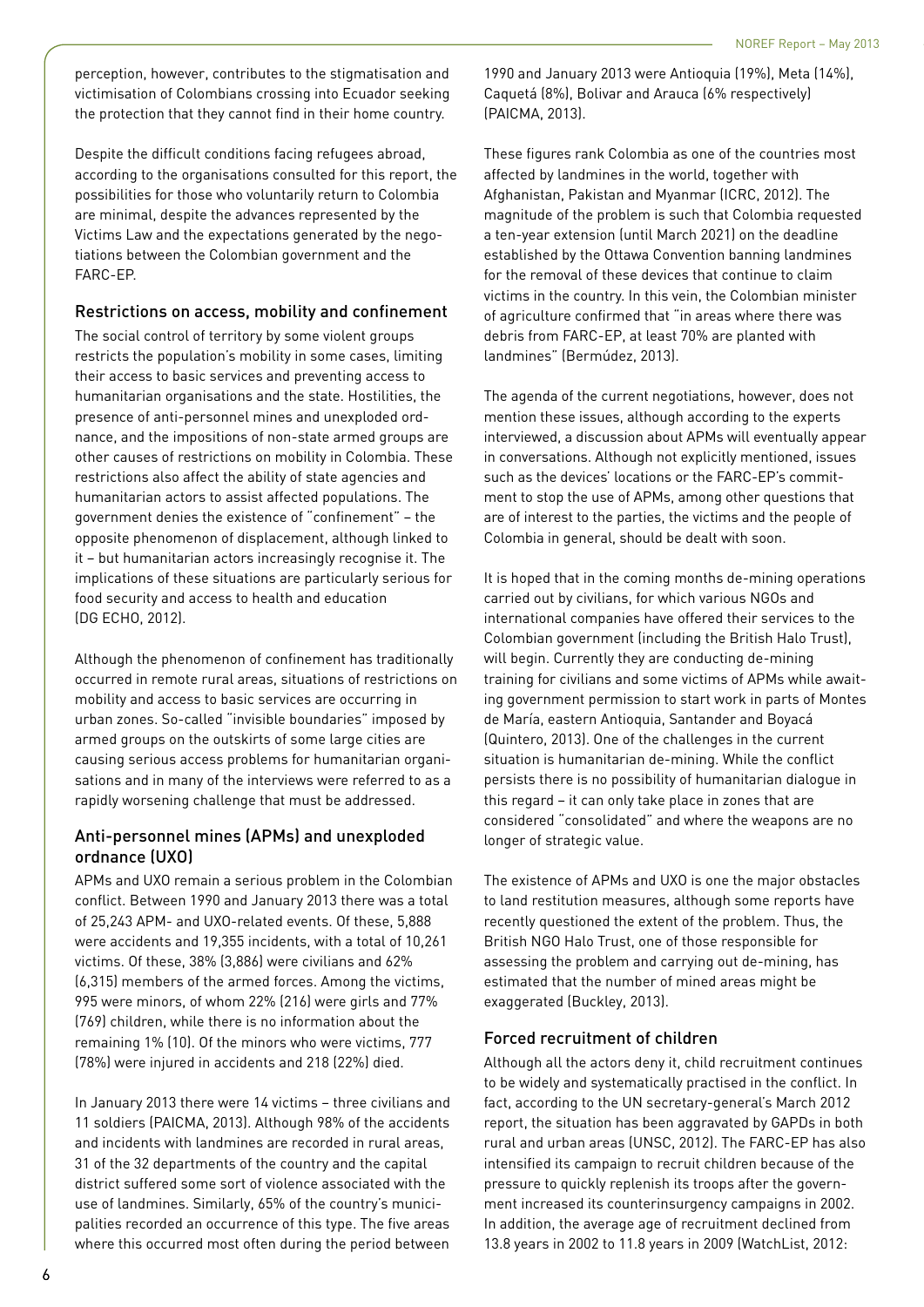perception, however, contributes to the stigmatisation and victimisation of Colombians crossing into Ecuador seeking the protection that they cannot find in their home country.

Despite the difficult conditions facing refugees abroad, according to the organisations consulted for this report, the possibilities for those who voluntarily return to Colombia are minimal, despite the advances represented by the Victims Law and the expectations generated by the negotiations between the Colombian government and the FARC-EP.

## Restrictions on access, mobility and confinement

The social control of territory by some violent groups restricts the population's mobility in some cases, limiting their access to basic services and preventing access to humanitarian organisations and the state. Hostilities, the presence of anti-personnel mines and unexploded ordnance, and the impositions of non-state armed groups are other causes of restrictions on mobility in Colombia. These restrictions also affect the ability of state agencies and humanitarian actors to assist affected populations. The government denies the existence of "confinement" – the opposite phenomenon of displacement, although linked to it – but humanitarian actors increasingly recognise it. The implications of these situations are particularly serious for food security and access to health and education (DG ECHO, 2012).

Although the phenomenon of confinement has traditionally occurred in remote rural areas, situations of restrictions on mobility and access to basic services are occurring in urban zones. So-called "invisible boundaries" imposed by armed groups on the outskirts of some large cities are causing serious access problems for humanitarian organisations and in many of the interviews were referred to as a rapidly worsening challenge that must be addressed.

## Anti-personnel mines (APMs) and unexploded ordnance (UXO)

APMs and UXO remain a serious problem in the Colombian conflict. Between 1990 and January 2013 there was a total of 25,243 APM- and UXO-related events. Of these, 5,888 were accidents and 19,355 incidents, with a total of 10,261 victims. Of these, 38% (3,886) were civilians and 62% (6,315) members of the armed forces. Among the victims, 995 were minors, of whom 22% (216) were girls and 77% (769) children, while there is no information about the remaining 1% (10). Of the minors who were victims, 777 (78%) were injured in accidents and 218 (22%) died.

In January 2013 there were 14 victims – three civilians and 11 soldiers (PAICMA, 2013). Although 98% of the accidents and incidents with landmines are recorded in rural areas, 31 of the 32 departments of the country and the capital district suffered some sort of violence associated with the use of landmines. Similarly, 65% of the country's municipalities recorded an occurrence of this type. The five areas where this occurred most often during the period between 1990 and January 2013 were Antioquia (19%), Meta (14%), Caquetá (8%), Bolivar and Arauca (6% respectively) (PAICMA, 2013).

These figures rank Colombia as one of the countries most affected by landmines in the world, together with Afghanistan, Pakistan and Myanmar (ICRC, 2012). The magnitude of the problem is such that Colombia requested a ten-year extension (until March 2021) on the deadline established by the Ottawa Convention banning landmines for the removal of these devices that continue to claim victims in the country. In this vein, the Colombian minister of agriculture confirmed that "in areas where there was debris from FARC-EP, at least 70% are planted with landmines" (Bermúdez, 2013).

The agenda of the current negotiations, however, does not mention these issues, although according to the experts interviewed, a discussion about APMs will eventually appear in conversations. Although not explicitly mentioned, issues such as the devices' locations or the FARC-EP's commitment to stop the use of APMs, among other questions that are of interest to the parties, the victims and the people of Colombia in general, should be dealt with soon.

It is hoped that in the coming months de-mining operations carried out by civilians, for which various NGOs and international companies have offered their services to the Colombian government (including the British Halo Trust), will begin. Currently they are conducting de-mining training for civilians and some victims of APMs while awaiting government permission to start work in parts of Montes de María, eastern Antioquia, Santander and Boyacá (Quintero, 2013). One of the challenges in the current situation is humanitarian de-mining. While the conflict persists there is no possibility of humanitarian dialogue in this regard – it can only take place in zones that are considered "consolidated" and where the weapons are no longer of strategic value.

The existence of APMs and UXO is one the major obstacles to land restitution measures, although some reports have recently questioned the extent of the problem. Thus, the British NGO Halo Trust, one of those responsible for assessing the problem and carrying out de-mining, has estimated that the number of mined areas might be exaggerated (Buckley, 2013).

## Forced recruitment of children

Although all the actors deny it, child recruitment continues to be widely and systematically practised in the conflict. In fact, according to the UN secretary-general's March 2012 report, the situation has been aggravated by GAPDs in both rural and urban areas (UNSC, 2012). The FARC-EP has also intensified its campaign to recruit children because of the pressure to quickly replenish its troops after the government increased its counterinsurgency campaigns in 2002. In addition, the average age of recruitment declined from 13.8 years in 2002 to 11.8 years in 2009 (WatchList, 2012: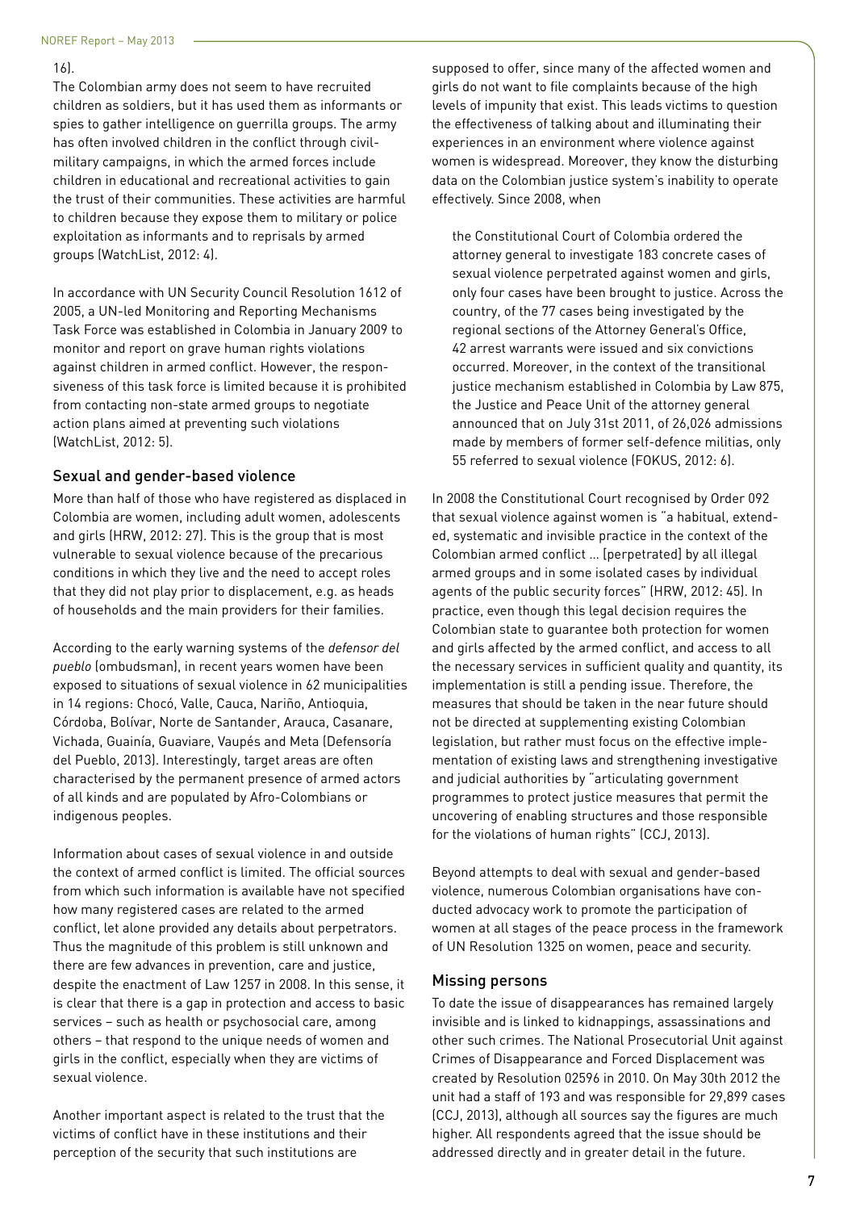16).

The Colombian army does not seem to have recruited children as soldiers, but it has used them as informants or spies to gather intelligence on guerrilla groups. The army has often involved children in the conflict through civil-military campaigns, in which the armed forces include children in educational and recreational activities to gain the trust of their communities. These activities are harmful to children because they expose them to military or police exploitation as informants and to reprisals by armed groups (WatchList, 2012: 4).

In accordance with UN Security Council Resolution 1612 of 2005, a UN-led Monitoring and Reporting Mechanisms Task Force was established in Colombia in January 2009 to monitor and report on grave human rights violations against children in armed conflict. However, the responsiveness of this task force is limited because it is prohibited from contacting non-state armed groups to negotiate action plans aimed at preventing such violations (WatchList, 2012: 5).

## Sexual and gender-based violence

More than half of those who have registered as displaced in Colombia are women, including adult women, adolescents and girls (HRW, 2012: 27). This is the group that is most vulnerable to sexual violence because of the precarious conditions in which they live and the need to accept roles that they did not play prior to displacement, e.g. as heads of households and the main providers for their families.

According to the early warning systems of the *defensor del pueblo* (ombudsman), in recent years women have been exposed to situations of sexual violence in 62 municipalities in 14 regions: Chocó, Valle, Cauca, Nariño, Antioquia, Córdoba, Bolívar, Norte de Santander, Arauca, Casanare, Vichada, Guainía, Guaviare, Vaupés and Meta (Defensoría del Pueblo, 2013). Interestingly, target areas are often characterised by the permanent presence of armed actors of all kinds and are populated by Afro-Colombians or indigenous peoples.

Information about cases of sexual violence in and outside the context of armed conflict is limited. The official sources from which such information is available have not specified how many registered cases are related to the armed conflict, let alone provided any details about perpetrators. Thus the magnitude of this problem is still unknown and there are few advances in prevention, care and justice, despite the enactment of Law 1257 in 2008. In this sense, it is clear that there is a gap in protection and access to basic services – such as health or psychosocial care, among others – that respond to the unique needs of women and girls in the conflict, especially when they are victims of sexual violence.

Another important aspect is related to the trust that the victims of conflict have in these institutions and their perception of the security that such institutions are supposed to offer, since many of the affected women and girls do not want to file complaints because of the high levels of impunity that exist. This leads victims to question the effectiveness of talking about and illuminating their experiences in an environment where violence against women is widespread. Moreover, they know the disturbing data on the Colombian justice system's inability to operate effectively. Since 2008, when

> the Constitutional Court of Colombia ordered the attorney general to investigate 183 concrete cases of sexual violence perpetrated against women and girls, only four cases have been brought to justice. Across the country, of the 77 cases being investigated by the regional sections of the Attorney General's Office, 42 arrest warrants were issued and six convictions occurred. Moreover, in the context of the transitional justice mechanism established in Colombia by Law 875, the Justice and Peace Unit of the attorney general announced that on July 31st 2011, of 26,026 admissions made by members of former self-defence militias, only 55 referred to sexual violence (FOKUS, 2012: 6).

In 2008 the Constitutional Court recognised by Order 092 that sexual violence against women is "a habitual, extended, systematic and invisible practice in the context of the Colombian armed conflict … [perpetrated] by all illegal armed groups and in some isolated cases by individual agents of the public security forces" (HRW, 2012: 45). In practice, even though this legal decision requires the Colombian state to guarantee both protection for women and girls affected by the armed conflict, and access to all the necessary services in sufficient quality and quantity, its implementation is still a pending issue. Therefore, the measures that should be taken in the near future should not be directed at supplementing existing Colombian legislation, but rather must focus on the effective implementation of existing laws and strengthening investigative and judicial authorities by "articulating government programmes to protect justice measures that permit the uncovering of enabling structures and those responsible for the violations of human rights" (CCJ, 2013).

Beyond attempts to deal with sexual and gender-based violence, numerous Colombian organisations have conducted advocacy work to promote the participation of women at all stages of the peace process in the framework of UN Resolution 1325 on women, peace and security.

## Missing persons

To date the issue of disappearances has remained largely invisible and is linked to kidnappings, assassinations and other such crimes. The National Prosecutorial Unit against Crimes of Disappearance and Forced Displacement was created by Resolution 02596 in 2010. On May 30th 2012 the unit had a staff of 193 and was responsible for 29,899 cases (CCJ, 2013), although all sources say the figures are much higher. All respondents agreed that the issue should be addressed directly and in greater detail in the future.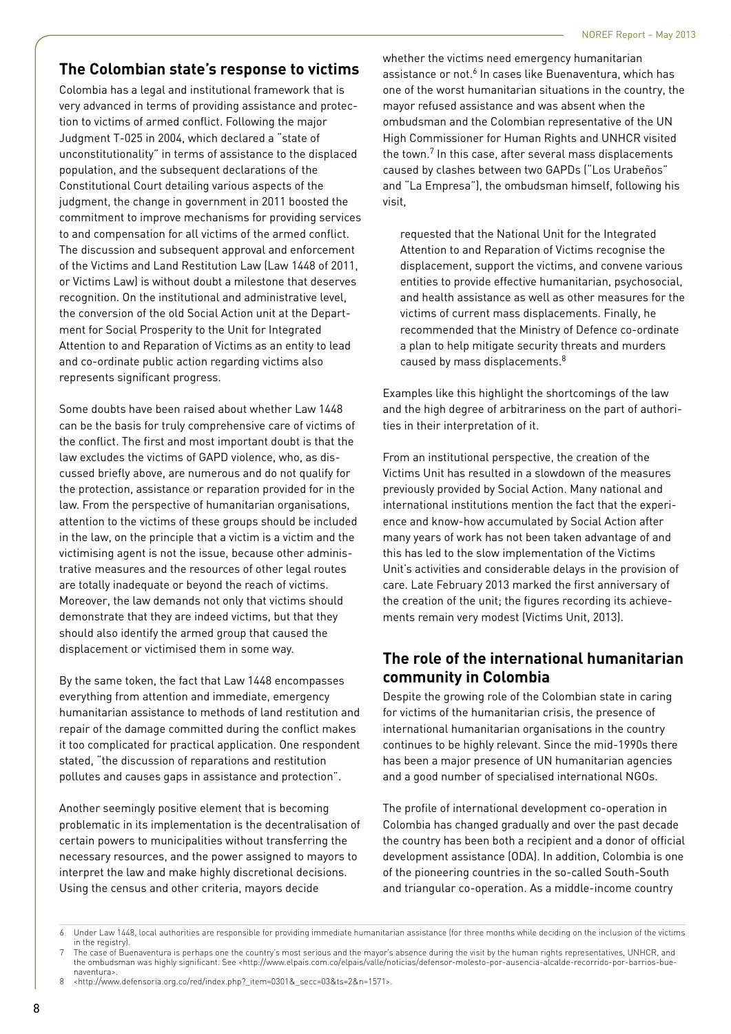## The Colombian state's response to victims

Colombia has a legal and institutional framework that is very advanced in terms of providing assistance and protection to victims of armed conflict. Following the major Judgment T-025 in 2004, which declared a "state of unconstitutionality" in terms of assistance to the displaced population, and the subsequent declarations of the Constitutional Court detailing various aspects of the judgment, the change in government in 2011 boosted the commitment to improve mechanisms for providing services to and compensation for all victims of the armed conflict. The discussion and subsequent approval and enforcement of the Victims and Land Restitution Law (Law 1448 of 2011, or Victims Law) is without doubt a milestone that deserves recognition. On the institutional and administrative level, the conversion of the old Social Action unit at the Department for Social Prosperity to the Unit for Integrated Attention to and Reparation of Victims as an entity to lead and co-ordinate public action regarding victims also represents significant progress.

Some doubts have been raised about whether Law 1448 can be the basis for truly comprehensive care of victims of the conflict. The first and most important doubt is that the law excludes the victims of GAPD violence, who, as discussed briefly above, are numerous and do not qualify for the protection, assistance or reparation provided for in the law. From the perspective of humanitarian organisations, attention to the victims of these groups should be included in the law, on the principle that a victim is a victim and the victimising agent is not the issue, because other administrative measures and the resources of other legal routes are totally inadequate or beyond the reach of victims. Moreover, the law demands not only that victims should demonstrate that they are indeed victims, but that they should also identify the armed group that caused the displacement or victimised them in some way.

By the same token, the fact that Law 1448 encompasses everything from attention and immediate, emergency humanitarian assistance to methods of land restitution and repair of the damage committed during the conflict makes it too complicated for practical application. One respondent stated, "the discussion of reparations and restitution pollutes and causes gaps in assistance and protection".

Another seemingly positive element that is becoming problematic in its implementation is the decentralisation of certain powers to municipalities without transferring the necessary resources, and the power assigned to mayors to interpret the law and make highly discretional decisions. Using the census and other criteria, mayors decide whether the victims need emergency humanitarian assistance or not.[6] In cases like Buenaventura, which has one of the worst humanitarian situations in the country, the mayor refused assistance and was absent when the ombudsman and the Colombian representative of the UN High Commissioner for Human Rights and UNHCR visited the town.[7] In this case, after several mass displacements caused by clashes between two GAPDs ("Los Urabeños" and "La Empresa"), the ombudsman himself, following his visit,

> requested that the National Unit for the Integrated Attention to and Reparation of Victims recognise the displacement, support the victims, and convene various entities to provide effective humanitarian, psychosocial, and health assistance as well as other measures for the victims of current mass displacements. Finally, he recommended that the Ministry of Defence co-ordinate a plan to help mitigate security threats and murders caused by mass displacements.[8]

Examples like this highlight the shortcomings of the law and the high degree of arbitrariness on the part of authorities in their interpretation of it.

From an institutional perspective, the creation of the Victims Unit has resulted in a slowdown of the measures previously provided by Social Action. Many national and international institutions mention the fact that the experience and know-how accumulated by Social Action after many years of work has not been taken advantage of and this has led to the slow implementation of the Victims Unit's activities and considerable delays in the provision of care. Late February 2013 marked the first anniversary of the creation of the unit; the figures recording its achievements remain very modest (Victims Unit, 2013).

## The role of the international humanitarian community in Colombia

Despite the growing role of the Colombian state in caring for victims of the humanitarian crisis, the presence of international humanitarian organisations in the country continues to be highly relevant. Since the mid-1990s there has been a major presence of UN humanitarian agencies and a good number of specialised international NGOs.

The profile of international development co-operation in Colombia has changed gradually and over the past decade the country has been both a recipient and a donor of official development assistance (ODA). In addition, Colombia is one of the pioneering countries in the so-called South-South and triangular co-operation. As a middle-income country

---

6 Under Law 1448, local authorities are responsible for providing immediate humanitarian assistance (for three months while deciding on the inclusion of the victims in the registry).

7 The case of Buenaventura is perhaps one the country's most serious and the mayor's absence during the visit by the human rights representatives, UNHCR, and the ombudsman was highly significant. See <http://www.elpais.com.co/elpais/valle/noticias/defensor-molesto-por-ausencia-alcalde-recorrido-por-barrios-buenaventura>.

8 <http://www.defensoria.org.co/red/index.php?_item=0301&_secc=03&ts=2&n=1571>.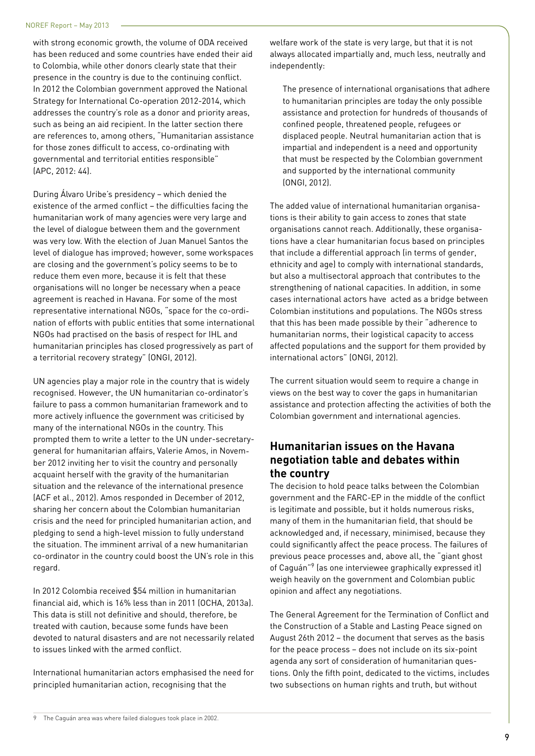with strong economic growth, the volume of ODA received has been reduced and some countries have ended their aid to Colombia, while other donors clearly state that their presence in the country is due to the continuing conflict. In 2012 the Colombian government approved the National Strategy for International Co-operation 2012-2014, which addresses the country's role as a donor and priority areas, such as being an aid recipient. In the latter section there are references to, among others, "Humanitarian assistance for those zones difficult to access, co-ordinating with governmental and territorial entities responsible" (APC, 2012: 44).

During Álvaro Uribe's presidency – which denied the existence of the armed conflict – the difficulties facing the humanitarian work of many agencies were very large and the level of dialogue between them and the government was very low. With the election of Juan Manuel Santos the level of dialogue has improved; however, some workspaces are closing and the government's policy seems to be to reduce them even more, because it is felt that these organisations will no longer be necessary when a peace agreement is reached in Havana. For some of the most representative international NGOs, "space for the co-ordination of efforts with public entities that some international NGOs had practised on the basis of respect for IHL and humanitarian principles has closed progressively as part of a territorial recovery strategy" (ONGI, 2012).

UN agencies play a major role in the country that is widely recognised. However, the UN humanitarian co-ordinator's failure to pass a common humanitarian framework and to more actively influence the government was criticised by many of the international NGOs in the country. This prompted them to write a letter to the UN under-secretary-general for humanitarian affairs, Valerie Amos, in November 2012 inviting her to visit the country and personally acquaint herself with the gravity of the humanitarian situation and the relevance of the international presence (ACF et al., 2012). Amos responded in December of 2012, sharing her concern about the Colombian humanitarian crisis and the need for principled humanitarian action, and pledging to send a high-level mission to fully understand the situation. The imminent arrival of a new humanitarian co-ordinator in the country could boost the UN's role in this regard.

In 2012 Colombia received $54 million in humanitarian financial aid, which is 16% less than in 2011 (OCHA, 2013a). This data is still not definitive and should, therefore, be treated with caution, because some funds have been devoted to natural disasters and are not necessarily related to issues linked with the armed conflict.

International humanitarian actors emphasised the need for principled humanitarian action, recognising that the welfare work of the state is very large, but that it is not always allocated impartially and, much less, neutrally and independently:

> The presence of international organisations that adhere to humanitarian principles are today the only possible assistance and protection for hundreds of thousands of confined people, threatened people, refugees or displaced people. Neutral humanitarian action that is impartial and independent is a need and opportunity that must be respected by the Colombian government and supported by the international community (ONGI, 2012).

The added value of international humanitarian organisations is their ability to gain access to zones that state organisations cannot reach. Additionally, these organisations have a clear humanitarian focus based on principles that include a differential approach (in terms of gender, ethnicity and age) to comply with international standards, but also a multisectoral approach that contributes to the strengthening of national capacities. In addition, in some cases international actors have acted as a bridge between Colombian institutions and populations. The NGOs stress that this has been made possible by their "adherence to humanitarian norms, their logistical capacity to access affected populations and the support for them provided by international actors" (ONGI, 2012).

The current situation would seem to require a change in views on the best way to cover the gaps in humanitarian assistance and protection affecting the activities of both the Colombian government and international agencies.

## Humanitarian issues on the Havana negotiation table and debates within the country

The decision to hold peace talks between the Colombian government and the FARC-EP in the middle of the conflict is legitimate and possible, but it holds numerous risks, many of them in the humanitarian field, that should be acknowledged and, if necessary, minimised, because they could significantly affect the peace process. The failures of previous peace processes and, above all, the "giant ghost of Caguán"[9] (as one interviewee graphically expressed it) weigh heavily on the government and Colombian public opinion and affect any negotiations.

The General Agreement for the Termination of Conflict and the Construction of a Stable and Lasting Peace signed on August 26th 2012 – the document that serves as the basis for the peace process – does not include on its six-point agenda any sort of consideration of humanitarian questions. Only the fifth point, dedicated to the victims, includes two subsections on human rights and truth, but without

9 The Caguán area was where failed dialogues took place in 2002.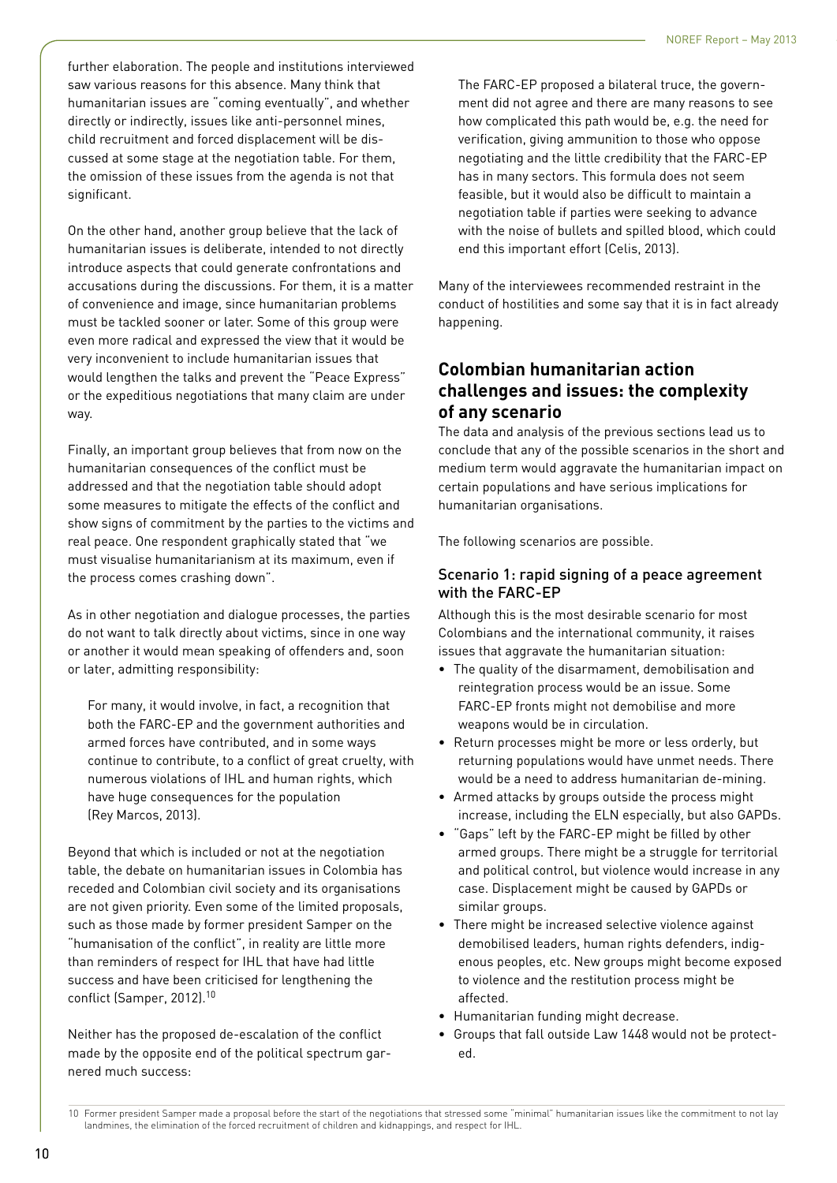further elaboration. The people and institutions interviewed saw various reasons for this absence. Many think that humanitarian issues are "coming eventually", and whether directly or indirectly, issues like anti-personnel mines, child recruitment and forced displacement will be discussed at some stage at the negotiation table. For them, the omission of these issues from the agenda is not that significant.

On the other hand, another group believe that the lack of humanitarian issues is deliberate, intended to not directly introduce aspects that could generate confrontations and accusations during the discussions. For them, it is a matter of convenience and image, since humanitarian problems must be tackled sooner or later. Some of this group were even more radical and expressed the view that it would be very inconvenient to include humanitarian issues that would lengthen the talks and prevent the "Peace Express" or the expeditious negotiations that many claim are under way.

Finally, an important group believes that from now on the humanitarian consequences of the conflict must be addressed and that the negotiation table should adopt some measures to mitigate the effects of the conflict and show signs of commitment by the parties to the victims and real peace. One respondent graphically stated that "we must visualise humanitarianism at its maximum, even if the process comes crashing down".

As in other negotiation and dialogue processes, the parties do not want to talk directly about victims, since in one way or another it would mean speaking of offenders and, soon or later, admitting responsibility:

> For many, it would involve, in fact, a recognition that both the FARC-EP and the government authorities and armed forces have contributed, and in some ways continue to contribute, to a conflict of great cruelty, with numerous violations of IHL and human rights, which have huge consequences for the population (Rey Marcos, 2013).

Beyond that which is included or not at the negotiation table, the debate on humanitarian issues in Colombia has receded and Colombian civil society and its organisations are not given priority. Even some of the limited proposals, such as those made by former president Samper on the "humanisation of the conflict", in reality are little more than reminders of respect for IHL that have had little success and have been criticised for lengthening the conflict (Samper, 2012).[10]

Neither has the proposed de-escalation of the conflict made by the opposite end of the political spectrum garnered much success:

> The FARC-EP proposed a bilateral truce, the government did not agree and there are many reasons to see how complicated this path would be, e.g. the need for verification, giving ammunition to those who oppose negotiating and the little credibility that the FARC-EP has in many sectors. This formula does not seem feasible, but it would also be difficult to maintain a negotiation table if parties were seeking to advance with the noise of bullets and spilled blood, which could end this important effort (Celis, 2013).

Many of the interviewees recommended restraint in the conduct of hostilities and some say that it is in fact already happening.

## Colombian humanitarian action challenges and issues: the complexity of any scenario

The data and analysis of the previous sections lead us to conclude that any of the possible scenarios in the short and medium term would aggravate the humanitarian impact on certain populations and have serious implications for humanitarian organisations.

The following scenarios are possible.

### Scenario 1: rapid signing of a peace agreement with the FARC-EP

Although this is the most desirable scenario for most Colombians and the international community, it raises issues that aggravate the humanitarian situation:

- The quality of the disarmament, demobilisation and reintegration process would be an issue. Some FARC-EP fronts might not demobilise and more weapons would be in circulation.
- Return processes might be more or less orderly, but returning populations would have unmet needs. There would be a need to address humanitarian de-mining.
- Armed attacks by groups outside the process might increase, including the ELN especially, but also GAPDs.
- "Gaps" left by the FARC-EP might be filled by other armed groups. There might be a struggle for territorial and political control, but violence would increase in any case. Displacement might be caused by GAPDs or similar groups.
- There might be increased selective violence against demobilised leaders, human rights defenders, indigenous peoples, etc. New groups might become exposed to violence and the restitution process might be affected.
- Humanitarian funding might decrease.
- Groups that fall outside Law 1448 would not be protected.

---

10 Former president Samper made a proposal before the start of the negotiations that stressed some "minimal" humanitarian issues like the commitment to not lay landmines, the elimination of the forced recruitment of children and kidnappings, and respect for IHL.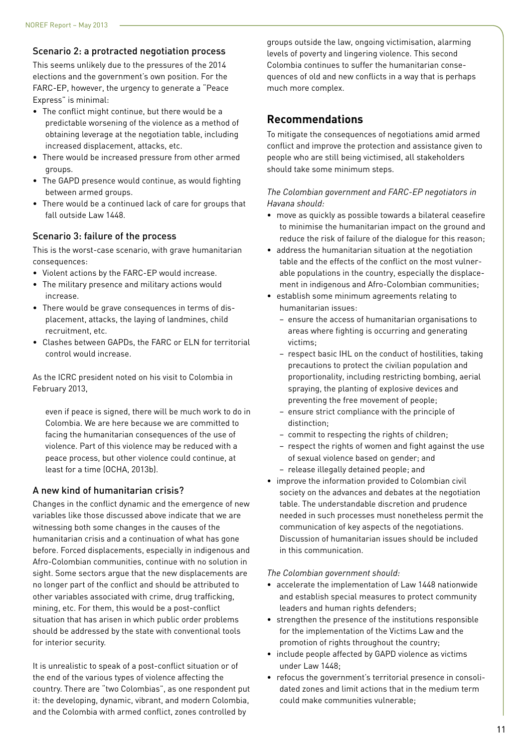### Scenario 2: a protracted negotiation process

This seems unlikely due to the pressures of the 2014 elections and the government's own position. For the FARC-EP, however, the urgency to generate a "Peace Express" is minimal:

- The conflict might continue, but there would be a predictable worsening of the violence as a method of obtaining leverage at the negotiation table, including increased displacement, attacks, etc.
- There would be increased pressure from other armed groups.
- The GAPD presence would continue, as would fighting between armed groups.
- There would be a continued lack of care for groups that fall outside Law 1448.

### Scenario 3: failure of the process

This is the worst-case scenario, with grave humanitarian consequences:

- Violent actions by the FARC-EP would increase.
- The military presence and military actions would increase.
- There would be grave consequences in terms of displacement, attacks, the laying of landmines, child recruitment, etc.
- Clashes between GAPDs, the FARC or ELN for territorial control would increase.

As the ICRC president noted on his visit to Colombia in February 2013,

> even if peace is signed, there will be much work to do in Colombia. We are here because we are committed to facing the humanitarian consequences of the use of violence. Part of this violence may be reduced with a peace process, but other violence could continue, at least for a time (OCHA, 2013b).

### A new kind of humanitarian crisis?

Changes in the conflict dynamic and the emergence of new variables like those discussed above indicate that we are witnessing both some changes in the causes of the humanitarian crisis and a continuation of what has gone before. Forced displacements, especially in indigenous and Afro-Colombian communities, continue with no solution in sight. Some sectors argue that the new displacements are no longer part of the conflict and should be attributed to other variables associated with crime, drug trafficking, mining, etc. For them, this would be a post-conflict situation that has arisen in which public order problems should be addressed by the state with conventional tools for interior security.

It is unrealistic to speak of a post-conflict situation or of the end of the various types of violence affecting the country. There are "two Colombias", as one respondent put it: the developing, dynamic, vibrant, and modern Colombia, and the Colombia with armed conflict, zones controlled by groups outside the law, ongoing victimisation, alarming levels of poverty and lingering violence. This second Colombia continues to suffer the humanitarian consequences of old and new conflicts in a way that is perhaps much more complex.

## Recommendations

To mitigate the consequences of negotiations amid armed conflict and improve the protection and assistance given to people who are still being victimised, all stakeholders should take some minimum steps.

*The Colombian government and FARC-EP negotiators in Havana should:*

- move as quickly as possible towards a bilateral ceasefire to minimise the humanitarian impact on the ground and reduce the risk of failure of the dialogue for this reason;
- address the humanitarian situation at the negotiation table and the effects of the conflict on the most vulnerable populations in the country, especially the displacement in indigenous and Afro-Colombian communities;
- establish some minimum agreements relating to humanitarian issues:
  - ensure the access of humanitarian organisations to areas where fighting is occurring and generating victims;
  - respect basic IHL on the conduct of hostilities, taking precautions to protect the civilian population and proportionality, including restricting bombing, aerial spraying, the planting of explosive devices and preventing the free movement of people;
  - ensure strict compliance with the principle of distinction;
  - commit to respecting the rights of children;
  - respect the rights of women and fight against the use of sexual violence based on gender; and
  - release illegally detained people; and
- improve the information provided to Colombian civil society on the advances and debates at the negotiation table. The understandable discretion and prudence needed in such processes must nonetheless permit the communication of key aspects of the negotiations. Discussion of humanitarian issues should be included in this communication.

*The Colombian government should:*

- accelerate the implementation of Law 1448 nationwide and establish special measures to protect community leaders and human rights defenders;
- strengthen the presence of the institutions responsible for the implementation of the Victims Law and the promotion of rights throughout the country;
- include people affected by GAPD violence as victims under Law 1448;
- refocus the government's territorial presence in consolidated zones and limit actions that in the medium term could make communities vulnerable;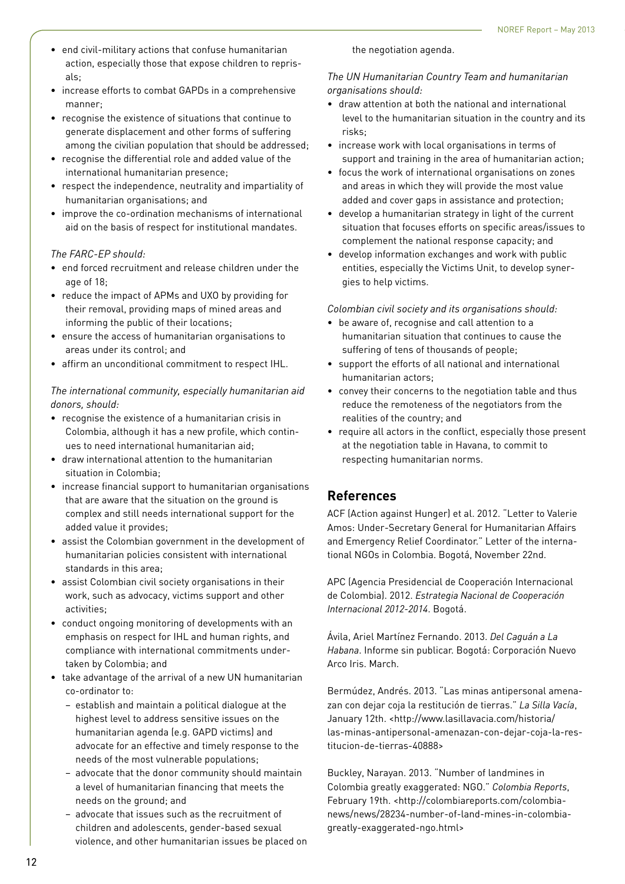- end civil-military actions that confuse humanitarian action, especially those that expose children to reprisals;
- increase efforts to combat GAPDs in a comprehensive manner;
- recognise the existence of situations that continue to generate displacement and other forms of suffering among the civilian population that should be addressed;
- recognise the differential role and added value of the international humanitarian presence;
- respect the independence, neutrality and impartiality of humanitarian organisations; and
- improve the co-ordination mechanisms of international aid on the basis of respect for institutional mandates.

*The FARC-EP should:*

- end forced recruitment and release children under the age of 18;
- reduce the impact of APMs and UXO by providing for their removal, providing maps of mined areas and informing the public of their locations;
- ensure the access of humanitarian organisations to areas under its control; and
- affirm an unconditional commitment to respect IHL.

*The international community, especially humanitarian aid donors, should:*

- recognise the existence of a humanitarian crisis in Colombia, although it has a new profile, which continues to need international humanitarian aid;
- draw international attention to the humanitarian situation in Colombia;
- increase financial support to humanitarian organisations that are aware that the situation on the ground is complex and still needs international support for the added value it provides;
- assist the Colombian government in the development of humanitarian policies consistent with international standards in this area;
- assist Colombian civil society organisations in their work, such as advocacy, victims support and other activities;
- conduct ongoing monitoring of developments with an emphasis on respect for IHL and human rights, and compliance with international commitments undertaken by Colombia; and
- take advantage of the arrival of a new UN humanitarian co-ordinator to:
  - establish and maintain a political dialogue at the highest level to address sensitive issues on the humanitarian agenda (e.g. GAPD victims) and advocate for an effective and timely response to the needs of the most vulnerable populations;
  - advocate that the donor community should maintain a level of humanitarian financing that meets the needs on the ground; and
  - advocate that issues such as the recruitment of children and adolescents, gender-based sexual violence, and other humanitarian issues be placed on the negotiation agenda.

*The UN Humanitarian Country Team and humanitarian organisations should:*

- draw attention at both the national and international level to the humanitarian situation in the country and its risks;
- increase work with local organisations in terms of support and training in the area of humanitarian action;
- focus the work of international organisations on zones and areas in which they will provide the most value added and cover gaps in assistance and protection;
- develop a humanitarian strategy in light of the current situation that focuses efforts on specific areas/issues to complement the national response capacity; and
- develop information exchanges and work with public entities, especially the Victims Unit, to develop synergies to help victims.

*Colombian civil society and its organisations should:*

- be aware of, recognise and call attention to a humanitarian situation that continues to cause the suffering of tens of thousands of people;
- support the efforts of all national and international humanitarian actors;
- convey their concerns to the negotiation table and thus reduce the remoteness of the negotiators from the realities of the country; and
- require all actors in the conflict, especially those present at the negotiation table in Havana, to commit to respecting humanitarian norms.

## References

ACF (Action against Hunger) et al. 2012. "Letter to Valerie Amos: Under-Secretary General for Humanitarian Affairs and Emergency Relief Coordinator." Letter of the international NGOs in Colombia. Bogotá, November 22nd.

APC (Agencia Presidencial de Cooperación Internacional de Colombia). 2012. *Estrategia Nacional de Cooperación Internacional 2012-2014*. Bogotá.

Ávila, Ariel Martínez Fernando. 2013. *Del Caguán a La Habana*. Informe sin publicar. Bogotá: Corporación Nuevo Arco Iris. March.

Bermúdez, Andrés. 2013. "Las minas antipersonal amenazan con dejar coja la restitución de tierras." *La Silla Vacía*, January 12th. <http://www.lasillavacia.com/historia/las-minas-antipersonal-amenazan-con-dejar-coja-la-restitucion-de-tierras-40888>

Buckley, Narayan. 2013. "Number of landmines in Colombia greatly exaggerated: NGO." *Colombia Reports*, February 19th. <http://colombiareports.com/colombia-news/news/28234-number-of-land-mines-in-colombia-greatly-exaggerated-ngo.html>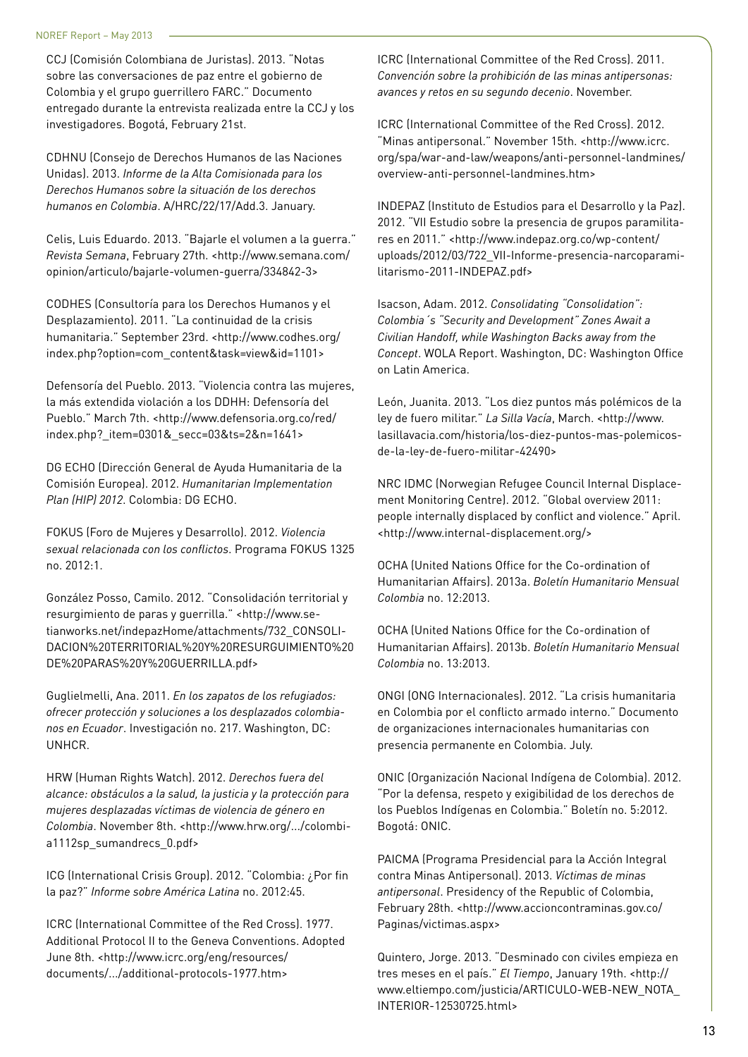CCJ (Comisión Colombiana de Juristas). 2013. "Notas sobre las conversaciones de paz entre el gobierno de Colombia y el grupo guerrillero FARC." Documento entregado durante la entrevista realizada entre la CCJ y los investigadores. Bogotá, February 21st.

CDHNU (Consejo de Derechos Humanos de las Naciones Unidas). 2013. *Informe de la Alta Comisionada para los Derechos Humanos sobre la situación de los derechos humanos en Colombia*. A/HRC/22/17/Add.3. January.

Celis, Luis Eduardo. 2013. "Bajarle el volumen a la guerra." *Revista Semana*, February 27th. <http://www.semana.com/opinion/articulo/bajarle-volumen-guerra/334842-3>

CODHES (Consultoría para los Derechos Humanos y el Desplazamiento). 2011. "La continuidad de la crisis humanitaria." September 23rd. <http://www.codhes.org/index.php?option=com_content&task=view&id=1101>

Defensoría del Pueblo. 2013. "Violencia contra las mujeres, la más extendida violación a los DDHH: Defensoría del Pueblo." March 7th. <http://www.defensoria.org.co/red/index.php?_item=0301&_secc=03&ts=2&n=1641>

DG ECHO (Dirección General de Ayuda Humanitaria de la Comisión Europea). 2012. *Humanitarian Implementation Plan (HIP) 2012*. Colombia: DG ECHO.

FOKUS (Foro de Mujeres y Desarrollo). 2012. *Violencia sexual relacionada con los conflictos*. Programa FOKUS 1325 no. 2012:1.

González Posso, Camilo. 2012. "Consolidación territorial y resurgimiento de paras y guerrilla." <http://www.setianworks.net/indepazHome/attachments/732_CONSOLIDACION%20TERRITORIAL%20Y%20RESURGUIMIENTO%20DE%20PARAS%20Y%20GUERRILLA.pdf>

Guglielmelli, Ana. 2011. *En los zapatos de los refugiados: ofrecer protección y soluciones a los desplazados colombianos en Ecuador*. Investigación no. 217. Washington, DC: UNHCR.

HRW (Human Rights Watch). 2012. *Derechos fuera del alcance: obstáculos a la salud, la justicia y la protección para mujeres desplazadas víctimas de violencia de género en Colombia*. November 8th. <http://www.hrw.org/.../colombia1112sp_sumandrecs_0.pdf>

ICG (International Crisis Group). 2012. "Colombia: ¿Por fin la paz?" *Informe sobre América Latina* no. 2012:45.

ICRC (International Committee of the Red Cross). 1977. Additional Protocol II to the Geneva Conventions. Adopted June 8th. <http://www.icrc.org/eng/resources/documents/.../additional-protocols-1977.htm>

ICRC (International Committee of the Red Cross). 2011. *Convención sobre la prohibición de las minas antipersonas: avances y retos en su segundo decenio*. November.

ICRC (International Committee of the Red Cross). 2012. "Minas antipersonal." November 15th. <http://www.icrc.org/spa/war-and-law/weapons/anti-personnel-landmines/overview-anti-personnel-landmines.htm>

INDEPAZ (Instituto de Estudios para el Desarrollo y la Paz). 2012. "VII Estudio sobre la presencia de grupos paramilitares en 2011." <http://www.indepaz.org.co/wp-content/uploads/2012/03/722_VII-Informe-presencia-narcoparamilitarismo-2011-INDEPAZ.pdf>

Isacson, Adam. 2012. *Consolidating "Consolidation": Colombia´s "Security and Development" Zones Await a Civilian Handoff, while Washington Backs away from the Concept*. WOLA Report. Washington, DC: Washington Office on Latin America.

León, Juanita. 2013. "Los diez puntos más polémicos de la ley de fuero militar." *La Silla Vacía*, March. <http://www.lasillavacia.com/historia/los-diez-puntos-mas-polemicos-de-la-ley-de-fuero-militar-42490>

NRC IDMC (Norwegian Refugee Council Internal Displacement Monitoring Centre). 2012. "Global overview 2011: people internally displaced by conflict and violence." April. <http://www.internal-displacement.org/>

OCHA (United Nations Office for the Co-ordination of Humanitarian Affairs). 2013a. *Boletín Humanitario Mensual Colombia* no. 12:2013.

OCHA (United Nations Office for the Co-ordination of Humanitarian Affairs). 2013b. *Boletín Humanitario Mensual Colombia* no. 13:2013.

ONGI (ONG Internacionales). 2012. "La crisis humanitaria en Colombia por el conflicto armado interno." Documento de organizaciones internacionales humanitarias con presencia permanente en Colombia. July.

ONIC (Organización Nacional Indígena de Colombia). 2012. "Por la defensa, respeto y exigibilidad de los derechos de los Pueblos Indígenas en Colombia." Boletín no. 5:2012. Bogotá: ONIC.

PAICMA (Programa Presidencial para la Acción Integral contra Minas Antipersonal). 2013. *Víctimas de minas antipersonal*. Presidency of the Republic of Colombia, February 28th. <http://www.accioncontraminas.gov.co/Paginas/victimas.aspx>

Quintero, Jorge. 2013. "Desminado con civiles empieza en tres meses en el país." *El Tiempo*, January 19th. <http://www.eltiempo.com/justicia/ARTICULO-WEB-NEW_NOTA_INTERIOR-12530725.html>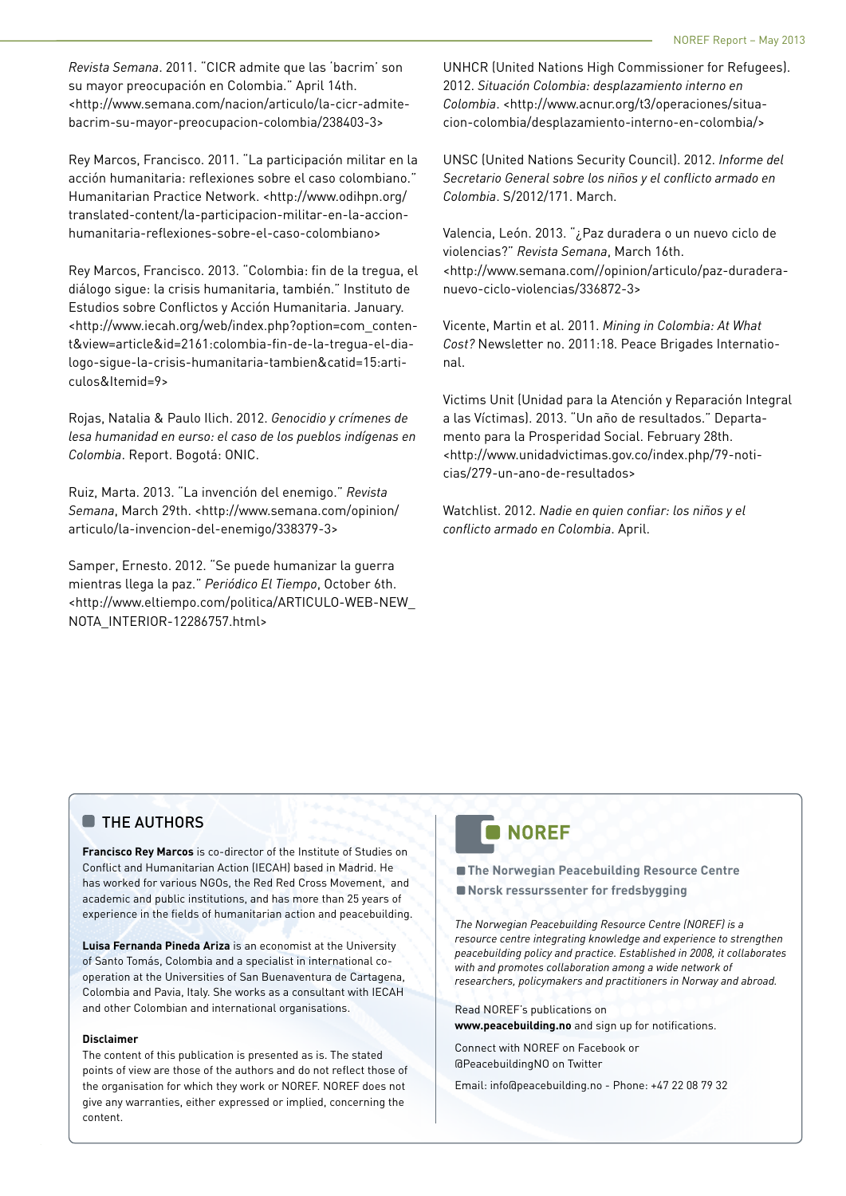*Revista Semana*. 2011. "CICR admite que las 'bacrim' son su mayor preocupación en Colombia." April 14th. <http://www.semana.com/nacion/articulo/la-cicr-admite-bacrim-su-mayor-preocupacion-colombia/238403-3>

Rey Marcos, Francisco. 2011. "La participación militar en la acción humanitaria: reflexiones sobre el caso colombiano." Humanitarian Practice Network. <http://www.odihpn.org/translated-content/la-participacion-militar-en-la-accion-humanitaria-reflexiones-sobre-el-caso-colombiano>

Rey Marcos, Francisco. 2013. "Colombia: fin de la tregua, el diálogo sigue: la crisis humanitaria, también." Instituto de Estudios sobre Conflictos y Acción Humanitaria. January. <http://www.iecah.org/web/index.php?option=com_content&view=article&id=2161:colombia-fin-de-la-tregua-el-dialogo-sigue-la-crisis-humanitaria-tambien&catid=15:articulos&Itemid=9>

Rojas, Natalia & Paulo Ilich. 2012. *Genocidio y crímenes de lesa humanidad en eurso: el caso de los pueblos indígenas en Colombia*. Report. Bogotá: ONIC.

Ruiz, Marta. 2013. "La invención del enemigo." *Revista Semana*, March 29th. <http://www.semana.com/opinion/articulo/la-invencion-del-enemigo/338379-3>

Samper, Ernesto. 2012. "Se puede humanizar la guerra mientras llega la paz." *Periódico El Tiempo*, October 6th. <http://www.eltiempo.com/politica/ARTICULO-WEB-NEW_NOTA_INTERIOR-12286757.html>

UNHCR (United Nations High Commissioner for Refugees). 2012. *Situación Colombia: desplazamiento interno en Colombia*. <http://www.acnur.org/t3/operaciones/situacion-colombia/desplazamiento-interno-en-colombia/>

UNSC (United Nations Security Council). 2012. *Informe del Secretario General sobre los niños y el conflicto armado en Colombia*. S/2012/171. March.

Valencia, León. 2013. "¿Paz duradera o un nuevo ciclo de violencias?" *Revista Semana*, March 16th. <http://www.semana.com//opinion/articulo/paz-duradera-nuevo-ciclo-violencias/336872-3>

Vicente, Martin et al. 2011. *Mining in Colombia: At What Cost?* Newsletter no. 2011:18. Peace Brigades International.

Victims Unit (Unidad para la Atención y Reparación Integral a las Víctimas). 2013. "Un año de resultados." Departamento para la Prosperidad Social. February 28th. <http://www.unidadvictimas.gov.co/index.php/79-noticias/279-un-ano-de-resultados>

Watchlist. 2012. *Nadie en quien confiar: los niños y el conflicto armado en Colombia*. April.

## THE AUTHORS

**Francisco Rey Marcos** is co-director of the Institute of Studies on Conflict and Humanitarian Action (IECAH) based in Madrid. He has worked for various NGOs, the Red Red Cross Movement, and academic and public institutions, and has more than 25 years of experience in the fields of humanitarian action and peacebuilding.

**Luisa Fernanda Pineda Ariza** is an economist at the University of Santo Tomás, Colombia and a specialist in international co-operation at the Universities of San Buenaventura de Cartagena, Colombia and Pavia, Italy. She works as a consultant with IECAH and other Colombian and international organisations.

**Disclaimer**

The content of this publication is presented as is. The stated points of view are those of the authors and do not reflect those of the organisation for which they work or NOREF. NOREF does not give any warranties, either expressed or implied, concerning the content.

**NOREF**

**The Norwegian Peacebuilding Resource Centre**

**Norsk ressurssenter for fredsbygging**

*The Norwegian Peacebuilding Resource Centre (NOREF) is a resource centre integrating knowledge and experience to strengthen peacebuilding policy and practice. Established in 2008, it collaborates with and promotes collaboration among a wide network of researchers, policymakers and practitioners in Norway and abroad.*

Read NOREF's publications on **www.peacebuilding.no** and sign up for notifications.

Connect with NOREF on Facebook or @PeacebuildingNO on Twitter

Email: info@peacebuilding.no - Phone: +47 22 08 79 32